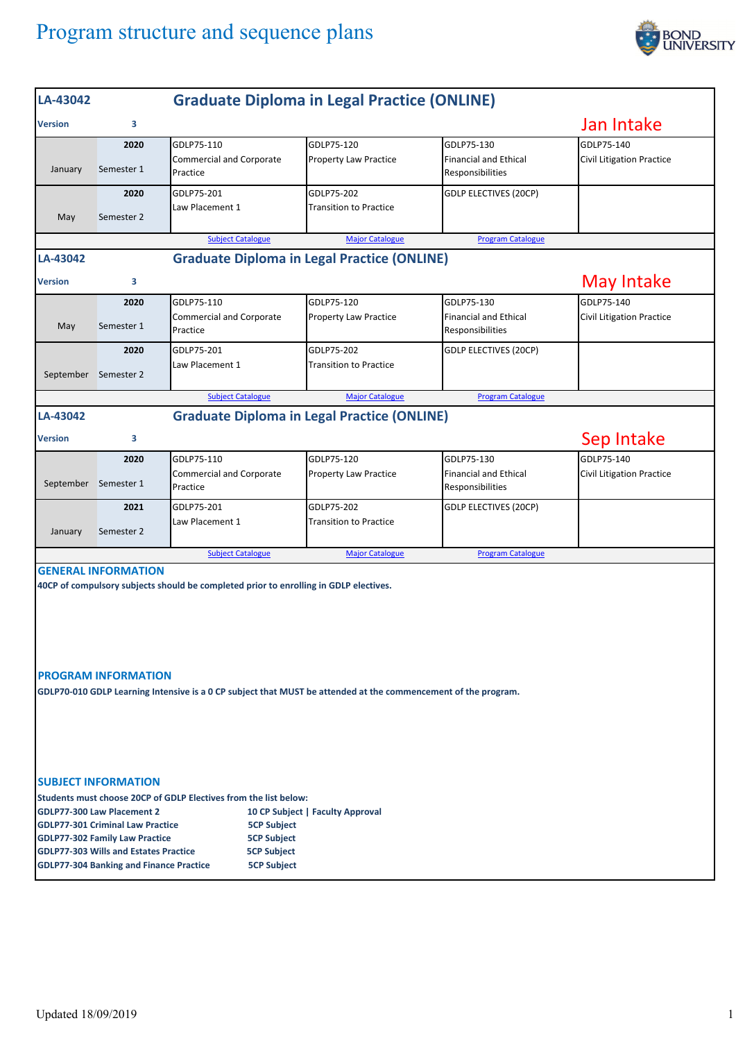# Program structure and sequence plans

## LA-43042 — Graduate Diploma in Legal Practice (ONLINE)

**Version** 3

**Jan Intake**

| Month | Year / Semester | Subject 1 | Subject 2 | Subject 3 | Subject 4 |
|---|---|---|---|---|---|
| January | 2020 Semester 1 | GDLP75-110 Commercial and Corporate Practice | GDLP75-120 Property Law Practice | GDLP75-130 Financial and Ethical Responsibilities | GDLP75-140 Civil Litigation Practice |
| May | 2020 Semester 2 | GDLP75-201 Law Placement 1 | GDLP75-202 Transition to Practice | GDLP ELECTIVES (20CP) | |

Subject Catalogue | Major Catalogue | Program Catalogue

## LA-43042 — Graduate Diploma in Legal Practice (ONLINE)

**Version** 3

**May Intake**

| Month | Year / Semester | Subject 1 | Subject 2 | Subject 3 | Subject 4 |
|---|---|---|---|---|---|
| May | 2020 Semester 1 | GDLP75-110 Commercial and Corporate Practice | GDLP75-120 Property Law Practice | GDLP75-130 Financial and Ethical Responsibilities | GDLP75-140 Civil Litigation Practice |
| September | 2020 Semester 2 | GDLP75-201 Law Placement 1 | GDLP75-202 Transition to Practice | GDLP ELECTIVES (20CP) | |

Subject Catalogue | Major Catalogue | Program Catalogue

## LA-43042 — Graduate Diploma in Legal Practice (ONLINE)

**Version** 3

**Sep Intake**

| Month | Year / Semester | Subject 1 | Subject 2 | Subject 3 | Subject 4 |
|---|---|---|---|---|---|
| September | 2020 Semester 1 | GDLP75-110 Commercial and Corporate Practice | GDLP75-120 Property Law Practice | GDLP75-130 Financial and Ethical Responsibilities | GDLP75-140 Civil Litigation Practice |
| January | 2021 Semester 2 | GDLP75-201 Law Placement 1 | GDLP75-202 Transition to Practice | GDLP ELECTIVES (20CP) | |

Subject Catalogue | Major Catalogue | Program Catalogue

### GENERAL INFORMATION

**40CP of compulsory subjects should be completed prior to enrolling in GDLP electives.**

### PROGRAM INFORMATION

**GDLP70-010 GDLP Learning Intensive is a 0 CP subject that MUST be attended at the commencement of the program.**

### SUBJECT INFORMATION

**Students must choose 20CP of GDLP Electives from the list below:**

| Subject | Details |
|---|---|
| GDLP77-300 Law Placement 2 | 10 CP Subject \| Faculty Approval |
| GDLP77-301 Criminal Law Practice | 5CP Subject |
| GDLP77-302 Family Law Practice | 5CP Subject |
| GDLP77-303 Wills and Estates Practice | 5CP Subject |
| GDLP77-304 Banking and Finance Practice | 5CP Subject |

Updated 18/09/2019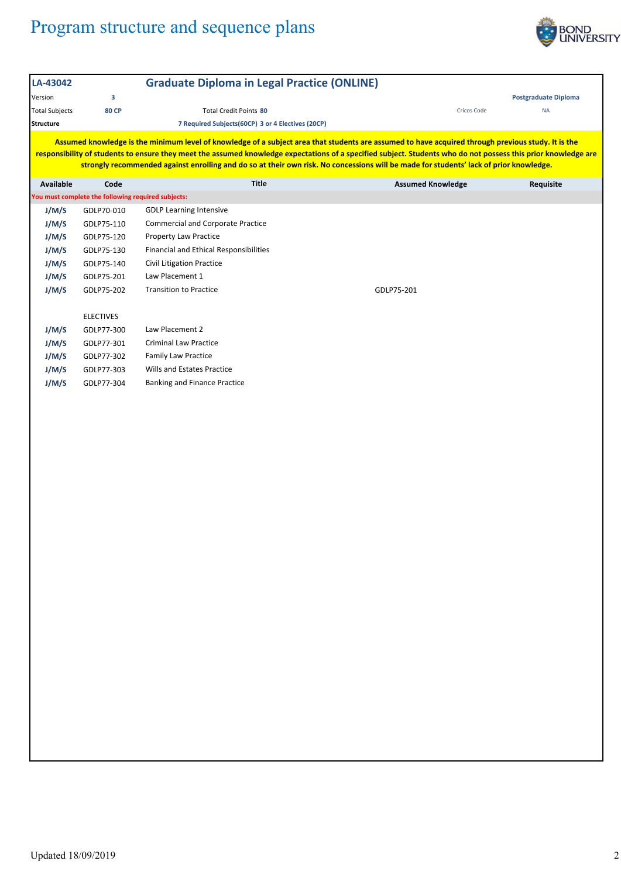# Program structure and sequence plans

## LA-43042 Graduate Diploma in Legal Practice (ONLINE)

| | | | |
|---|---|---|---|
| Version | 3 | | Postgraduate Diploma |
| Total Subjects | 80 CP | Total Credit Points 80 | Cricos Code NA |
| Structure | 7 Required Subjects(60CP) 3 or 4 Electives (20CP) | | |

**Assumed knowledge is the minimum level of knowledge of a subject area that students are assumed to have acquired through previous study. It is the responsibility of students to ensure they meet the assumed knowledge expectations of a specified subject. Students who do not possess this prior knowledge are strongly recommended against enrolling and do so at their own risk. No concessions will be made for students' lack of prior knowledge.**

| Available | Code | Title | Assumed Knowledge | Requisite |
|---|---|---|---|---|
| **You must complete the following required subjects:** | | | | |
| J/M/S | GDLP70-010 | GDLP Learning Intensive | | |
| J/M/S | GDLP75-110 | Commercial and Corporate Practice | | |
| J/M/S | GDLP75-120 | Property Law Practice | | |
| J/M/S | GDLP75-130 | Financial and Ethical Responsibilities | | |
| J/M/S | GDLP75-140 | Civil Litigation Practice | | |
| J/M/S | GDLP75-201 | Law Placement 1 | | |
| J/M/S | GDLP75-202 | Transition to Practice | GDLP75-201 | |
| | ELECTIVES | | | |
| J/M/S | GDLP77-300 | Law Placement 2 | | |
| J/M/S | GDLP77-301 | Criminal Law Practice | | |
| J/M/S | GDLP77-302 | Family Law Practice | | |
| J/M/S | GDLP77-303 | Wills and Estates Practice | | |
| J/M/S | GDLP77-304 | Banking and Finance Practice | | |

Updated 18/09/2019